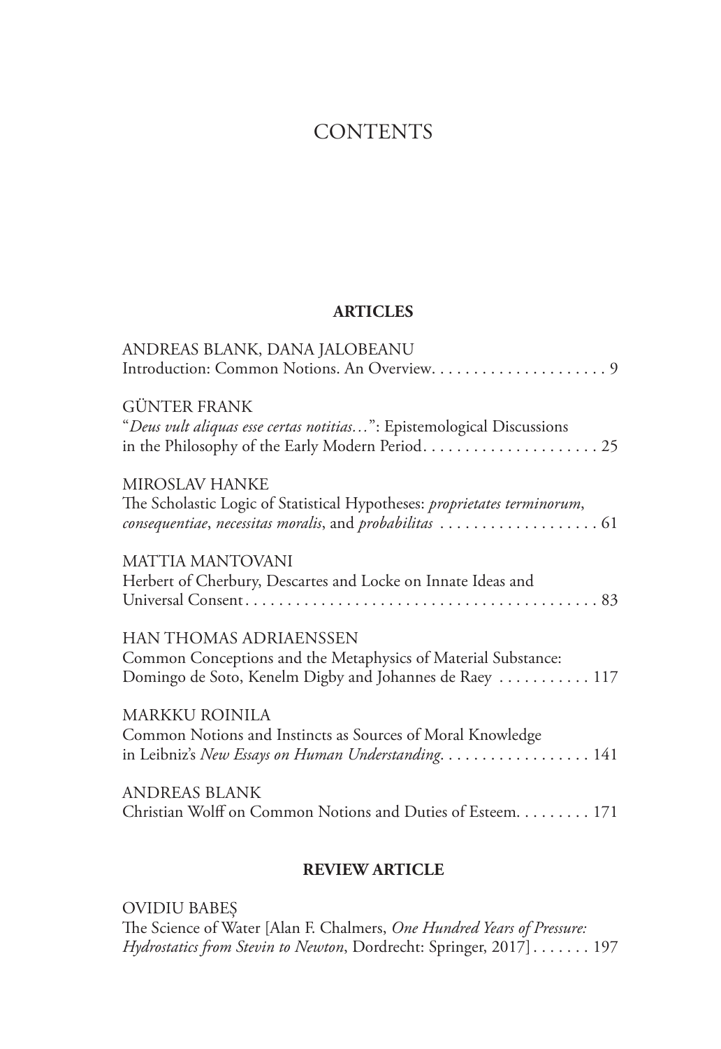# CONTENTS

## ARTICLES

ANDREAS BLANK, DANA JALOBEANU
Introduction: Common Notions. An Overview. . . . . . . . . . . . . . . . . . . . . . 9

GÜNTER FRANK
"*Deus vult aliquas esse certas notitias…*": Epistemological Discussions in the Philosophy of the Early Modern Period. . . . . . . . . . . . . . . . . . . . . . 25

MIROSLAV HANKE
The Scholastic Logic of Statistical Hypotheses: *proprietates terminorum*, *consequentiae*, *necessitas moralis*, and *probabilitas* . . . . . . . . . . . . . . . . . . . 61

MATTIA MANTOVANI
Herbert of Cherbury, Descartes and Locke on Innate Ideas and Universal Consent . . . . . . . . . . . . . . . . . . . . . . . . . . . . . . . . . . . . . . . . . . . 83

HAN THOMAS ADRIAENSSEN
Common Conceptions and the Metaphysics of Material Substance: Domingo de Soto, Kenelm Digby and Johannes de Raey . . . . . . . . . . . 117

MARKKU ROINILA
Common Notions and Instincts as Sources of Moral Knowledge in Leibniz's *New Essays on Human Understanding*. . . . . . . . . . . . . . . . . . 141

ANDREAS BLANK
Christian Wolff on Common Notions and Duties of Esteem. . . . . . . . . 171

## REVIEW ARTICLE

OVIDIU BABEȘ
The Science of Water [Alan F. Chalmers, *One Hundred Years of Pressure: Hydrostatics from Stevin to Newton*, Dordrecht: Springer, 2017] . . . . . . . 197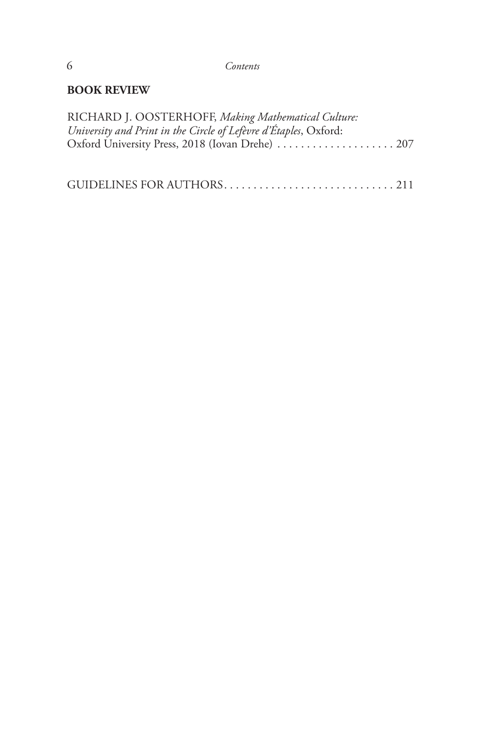**BOOK REVIEW**

RICHARD J. OOSTERHOFF, *Making Mathematical Culture: University and Print in the Circle of Lefèvre d'Étaples*, Oxford: Oxford University Press, 2018 (Iovan Drehe) . . . . . . . . . . . . . . . . . . . . 207

GUIDELINES FOR AUTHORS . . . . . . . . . . . . . . . . . . . . . . . . . . . . . . 211